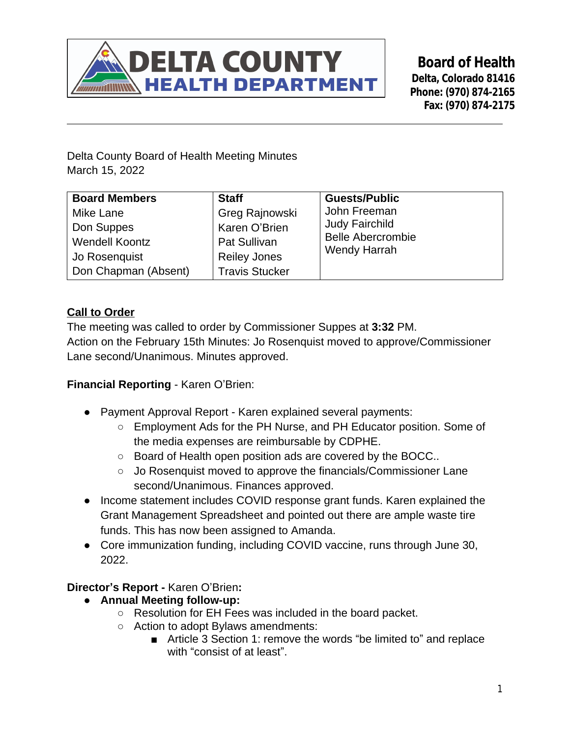**DELTA COUNTY HEALTH DEPARTMENT**

**Board of Health**
**Delta, Colorado 81416**
**Phone: (970) 874-2165**
**Fax: (970) 874-2175**

---

Delta County Board of Health Meeting Minutes
March 15, 2022

| Board Members | Staff | Guests/Public |
|---|---|---|
| Mike Lane | Greg Rajnowski | John Freeman |
| Don Suppes | Karen O'Brien | Judy Fairchild |
| Wendell Koontz | Pat Sullivan | Belle Abercrombie |
| Jo Rosenquist | Reiley Jones | Wendy Harrah |
| Don Chapman (Absent) | Travis Stucker | |

**Call to Order**

The meeting was called to order by Commissioner Suppes at **3:32** PM.
Action on the February 15th Minutes: Jo Rosenquist moved to approve/Commissioner Lane second/Unanimous. Minutes approved.

**Financial Reporting** - Karen O'Brien:

- Payment Approval Report - Karen explained several payments:
  - Employment Ads for the PH Nurse, and PH Educator position. Some of the media expenses are reimbursable by CDPHE.
  - Board of Health open position ads are covered by the BOCC..
  - Jo Rosenquist moved to approve the financials/Commissioner Lane second/Unanimous. Finances approved.
- Income statement includes COVID response grant funds. Karen explained the Grant Management Spreadsheet and pointed out there are ample waste tire funds. This has now been assigned to Amanda.
- Core immunization funding, including COVID vaccine, runs through June 30, 2022.

**Director's Report -** Karen O'Brien**:**

- **Annual Meeting follow-up:**
  - Resolution for EH Fees was included in the board packet.
  - Action to adopt Bylaws amendments:
    - Article 3 Section 1: remove the words "be limited to" and replace with "consist of at least".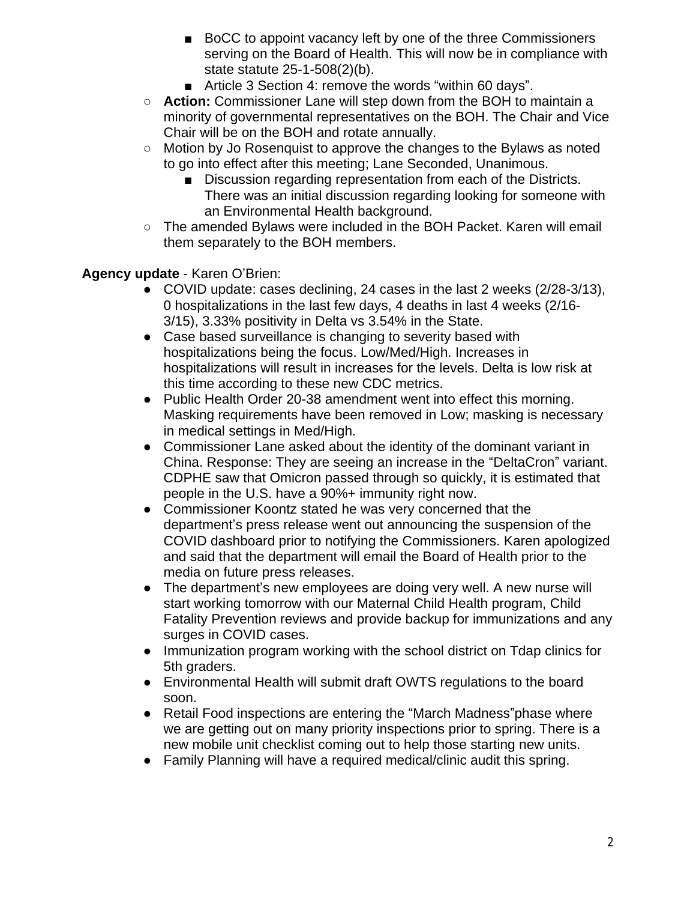- BoCC to appoint vacancy left by one of the three Commissioners serving on the Board of Health. This will now be in compliance with state statute 25-1-508(2)(b).
        - Article 3 Section 4: remove the words “within 60 days”.
    - **Action:** Commissioner Lane will step down from the BOH to maintain a minority of governmental representatives on the BOH. The Chair and Vice Chair will be on the BOH and rotate annually.
    - Motion by Jo Rosenquist to approve the changes to the Bylaws as noted to go into effect after this meeting; Lane Seconded, Unanimous.
        - Discussion regarding representation from each of the Districts. There was an initial discussion regarding looking for someone with an Environmental Health background.
    - The amended Bylaws were included in the BOH Packet. Karen will email them separately to the BOH members.

**Agency update** - Karen O’Brien:

- COVID update: cases declining, 24 cases in the last 2 weeks (2/28-3/13), 0 hospitalizations in the last few days, 4 deaths in last 4 weeks (2/16-3/15), 3.33% positivity in Delta vs 3.54% in the State.
- Case based surveillance is changing to severity based with hospitalizations being the focus. Low/Med/High. Increases in hospitalizations will result in increases for the levels. Delta is low risk at this time according to these new CDC metrics.
- Public Health Order 20-38 amendment went into effect this morning. Masking requirements have been removed in Low; masking is necessary in medical settings in Med/High.
- Commissioner Lane asked about the identity of the dominant variant in China. Response: They are seeing an increase in the “DeltaCron” variant. CDPHE saw that Omicron passed through so quickly, it is estimated that people in the U.S. have a 90%+ immunity right now.
- Commissioner Koontz stated he was very concerned that the department’s press release went out announcing the suspension of the COVID dashboard prior to notifying the Commissioners. Karen apologized and said that the department will email the Board of Health prior to the media on future press releases.
- The department’s new employees are doing very well. A new nurse will start working tomorrow with our Maternal Child Health program, Child Fatality Prevention reviews and provide backup for immunizations and any surges in COVID cases.
- Immunization program working with the school district on Tdap clinics for 5th graders.
- Environmental Health will submit draft OWTS regulations to the board soon.
- Retail Food inspections are entering the “March Madness”phase where we are getting out on many priority inspections prior to spring. There is a new mobile unit checklist coming out to help those starting new units.
- Family Planning will have a required medical/clinic audit this spring.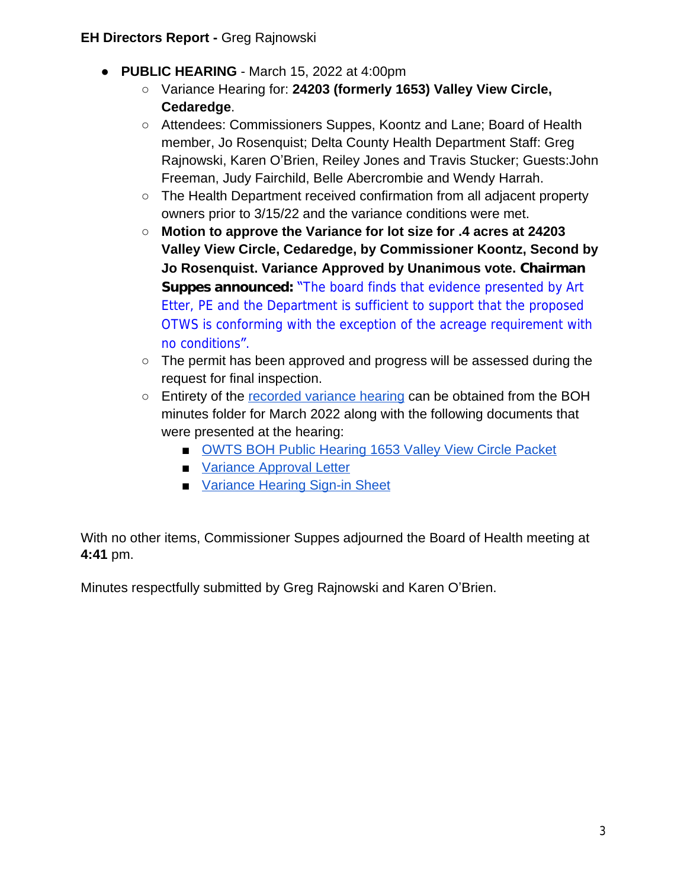**EH Directors Report -** Greg Rajnowski

- **PUBLIC HEARING** - March 15, 2022 at 4:00pm
  - Variance Hearing for: **24203 (formerly 1653) Valley View Circle, Cedaredge**.
  - Attendees: Commissioners Suppes, Koontz and Lane; Board of Health member, Jo Rosenquist; Delta County Health Department Staff: Greg Rajnowski, Karen O'Brien, Reiley Jones and Travis Stucker; Guests:John Freeman, Judy Fairchild, Belle Abercrombie and Wendy Harrah.
  - The Health Department received confirmation from all adjacent property owners prior to 3/15/22 and the variance conditions were met.
  - **Motion to approve the Variance for lot size for .4 acres at 24203 Valley View Circle, Cedaredge, by Commissioner Koontz, Second by Jo Rosenquist. Variance Approved by Unanimous vote. Chairman Suppes announced:** "The board finds that evidence presented by Art Etter, PE and the Department is sufficient to support that the proposed OTWS is conforming with the exception of the acreage requirement with no conditions".
  - The permit has been approved and progress will be assessed during the request for final inspection.
  - Entirety of the recorded variance hearing can be obtained from the BOH minutes folder for March 2022 along with the following documents that were presented at the hearing:
    - OWTS BOH Public Hearing 1653 Valley View Circle Packet
    - Variance Approval Letter
    - Variance Hearing Sign-in Sheet

With no other items, Commissioner Suppes adjourned the Board of Health meeting at **4:41** pm.

Minutes respectfully submitted by Greg Rajnowski and Karen O'Brien.